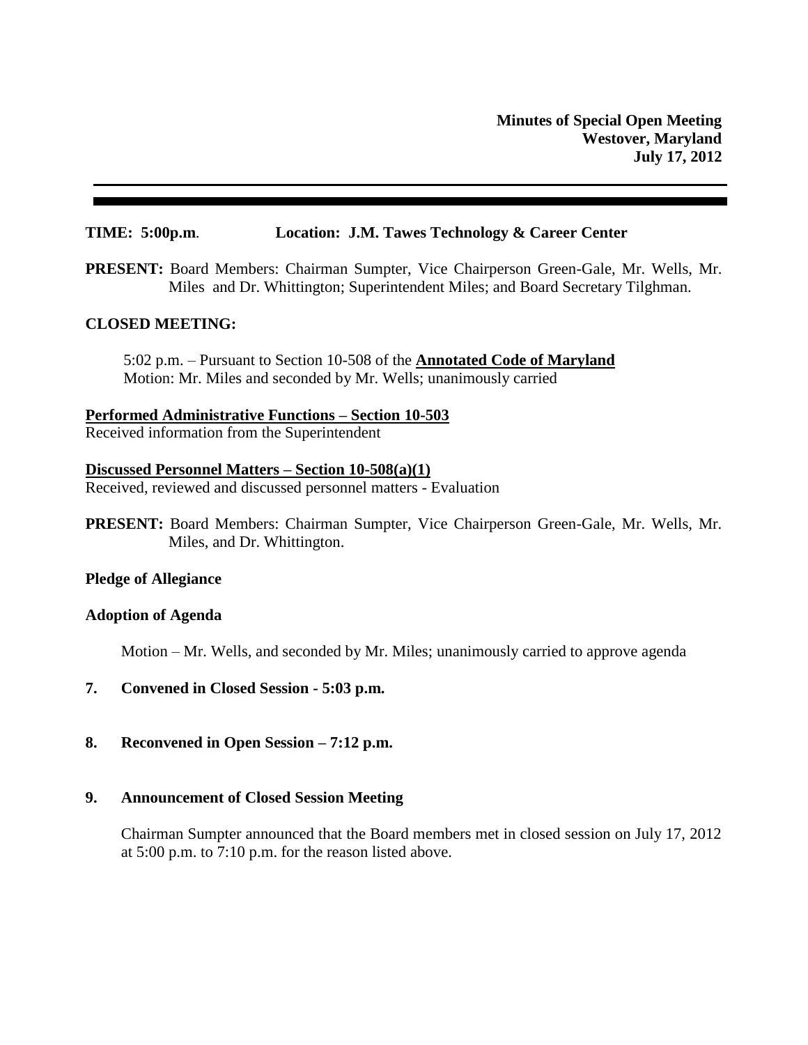**Minutes of Special Open Meeting**
**Westover, Maryland**
**July 17, 2012**

---

**TIME: 5:00p.m**. **Location: J.M. Tawes Technology & Career Center**

**PRESENT:** Board Members: Chairman Sumpter, Vice Chairperson Green-Gale, Mr. Wells, Mr. Miles and Dr. Whittington; Superintendent Miles; and Board Secretary Tilghman.

**CLOSED MEETING:**

5:02 p.m. – Pursuant to Section 10-508 of the **Annotated Code of Maryland**
Motion: Mr. Miles and seconded by Mr. Wells; unanimously carried

**Performed Administrative Functions – Section 10-503**
Received information from the Superintendent

**Discussed Personnel Matters – Section 10-508(a)(1)**
Received, reviewed and discussed personnel matters - Evaluation

**PRESENT:** Board Members: Chairman Sumpter, Vice Chairperson Green-Gale, Mr. Wells, Mr. Miles, and Dr. Whittington.

**Pledge of Allegiance**

**Adoption of Agenda**

Motion – Mr. Wells, and seconded by Mr. Miles; unanimously carried to approve agenda

**7. Convened in Closed Session - 5:03 p.m.**

**8. Reconvened in Open Session – 7:12 p.m.**

**9. Announcement of Closed Session Meeting**

Chairman Sumpter announced that the Board members met in closed session on July 17, 2012 at 5:00 p.m. to 7:10 p.m. for the reason listed above.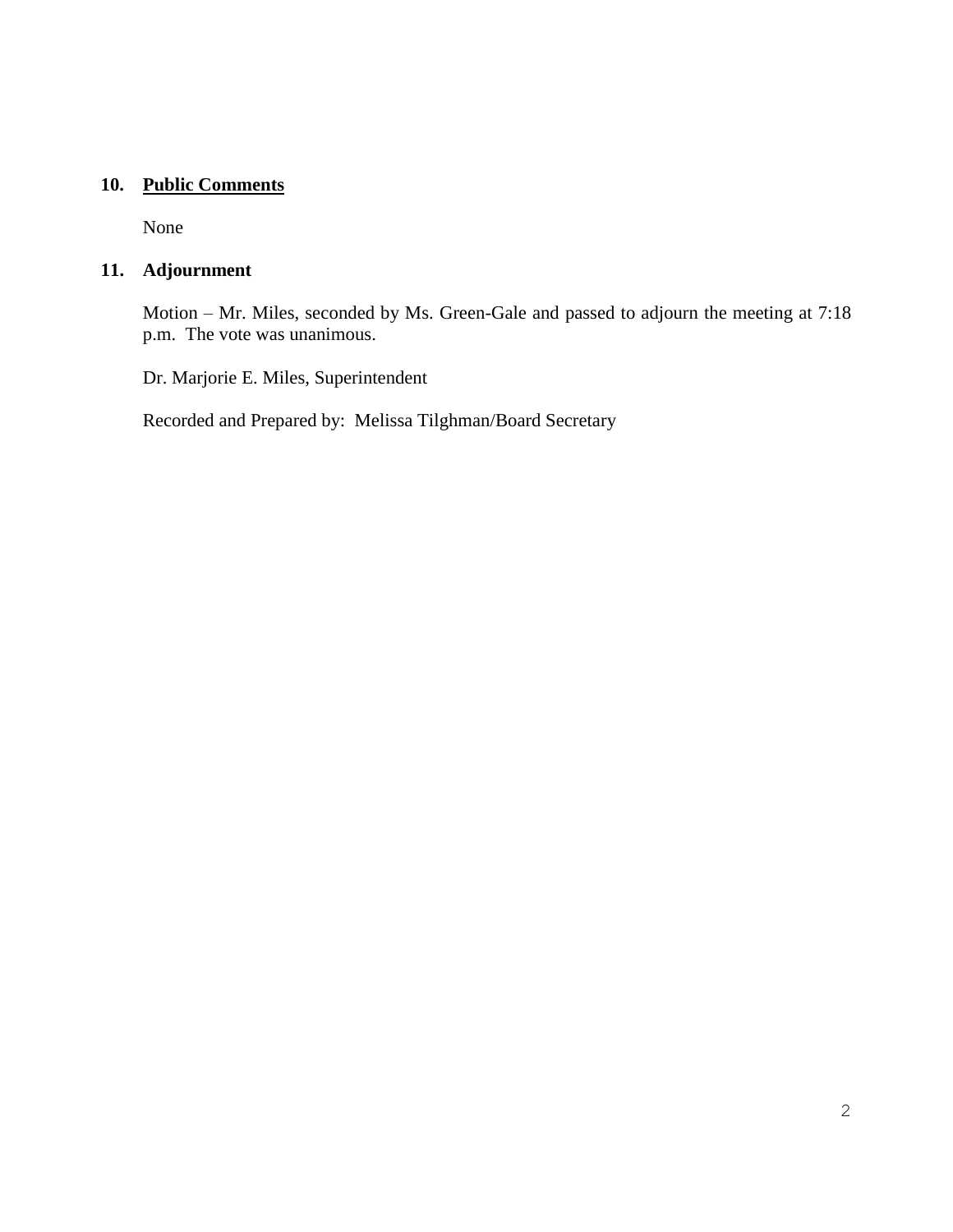**10. Public Comments**

None

**11. Adjournment**

Motion – Mr. Miles, seconded by Ms. Green-Gale and passed to adjourn the meeting at 7:18 p.m. The vote was unanimous.

Dr. Marjorie E. Miles, Superintendent

Recorded and Prepared by: Melissa Tilghman/Board Secretary